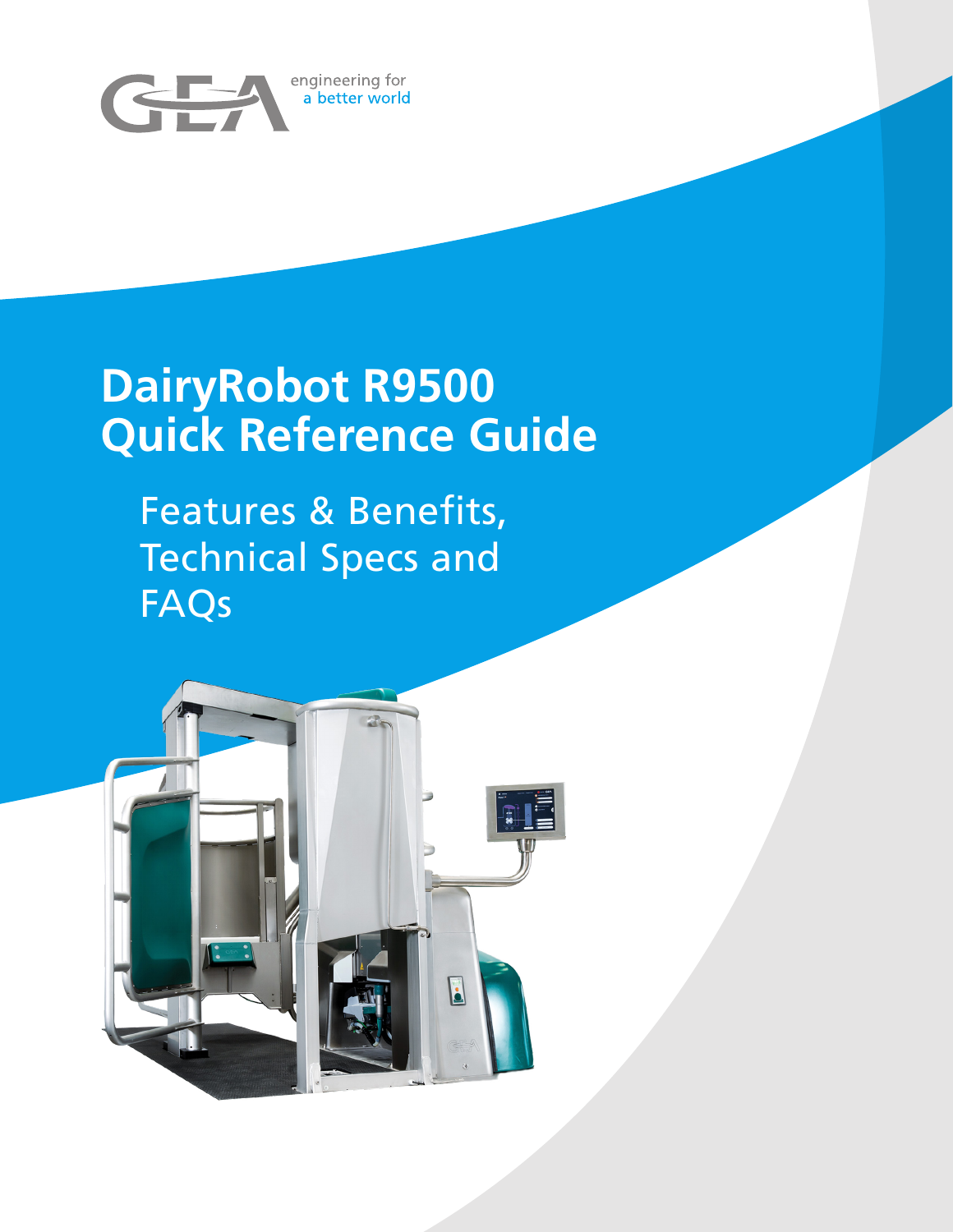GEA engineering for a better world

# DairyRobot R9500 Quick Reference Guide

## Features & Benefits, Technical Specs and FAQs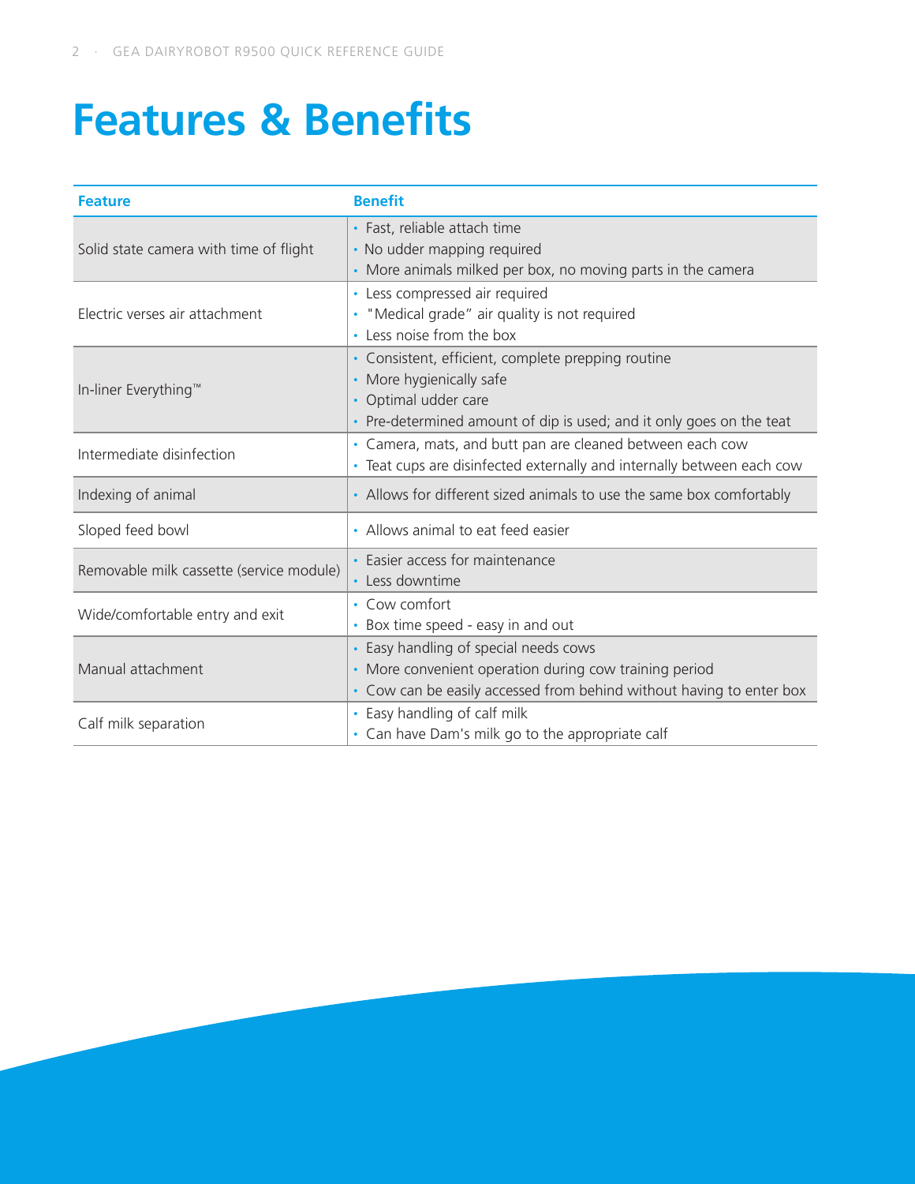# Features & Benefits

| Feature | Benefit |
| --- | --- |
| Solid state camera with time of flight | • Fast, reliable attach time<br>• No udder mapping required<br>• More animals milked per box, no moving parts in the camera |
| Electric verses air attachment | • Less compressed air required<br>• "Medical grade" air quality is not required<br>• Less noise from the box |
| In-liner Everything™ | • Consistent, efficient, complete prepping routine<br>• More hygienically safe<br>• Optimal udder care<br>• Pre-determined amount of dip is used; and it only goes on the teat |
| Intermediate disinfection | • Camera, mats, and butt pan are cleaned between each cow<br>• Teat cups are disinfected externally and internally between each cow |
| Indexing of animal | • Allows for different sized animals to use the same box comfortably |
| Sloped feed bowl | • Allows animal to eat feed easier |
| Removable milk cassette (service module) | • Easier access for maintenance<br>• Less downtime |
| Wide/comfortable entry and exit | • Cow comfort<br>• Box time speed - easy in and out |
| Manual attachment | • Easy handling of special needs cows<br>• More convenient operation during cow training period<br>• Cow can be easily accessed from behind without having to enter box |
| Calf milk separation | • Easy handling of calf milk<br>• Can have Dam's milk go to the appropriate calf |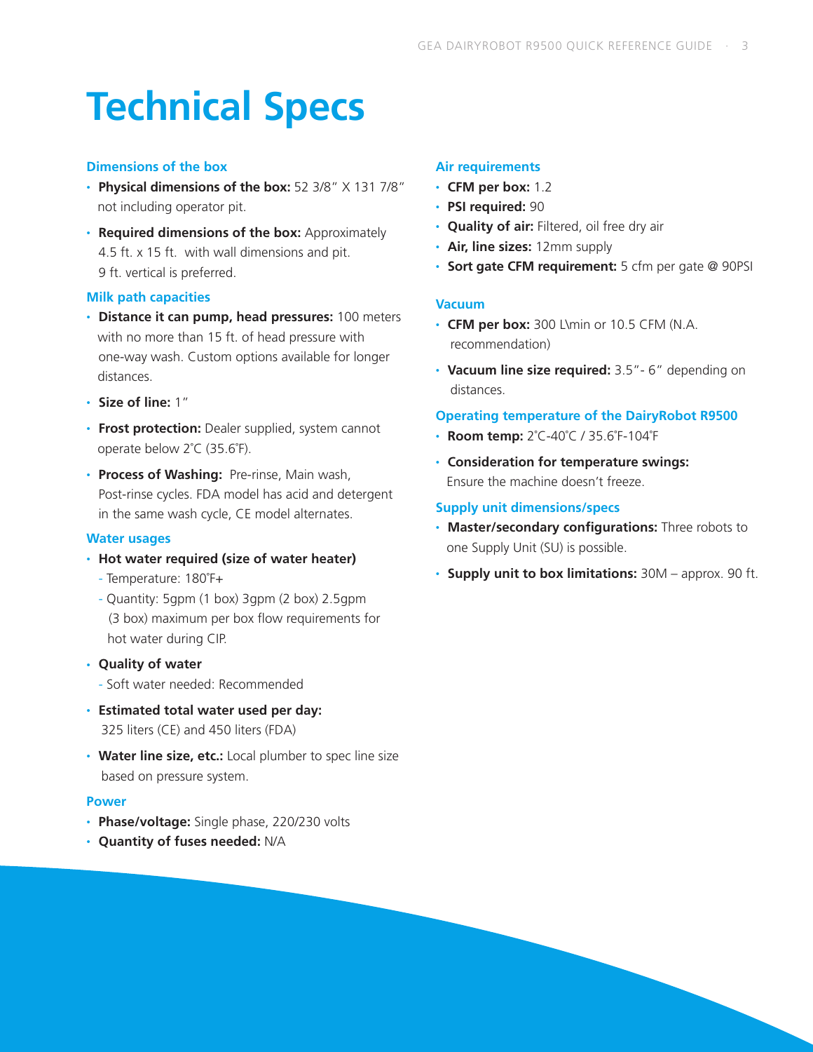# Technical Specs

### Dimensions of the box

- **Physical dimensions of the box:** 52 3/8" X 131 7/8" not including operator pit.
- **Required dimensions of the box:** Approximately 4.5 ft. x 15 ft. with wall dimensions and pit. 9 ft. vertical is preferred.

### Milk path capacities

- **Distance it can pump, head pressures:** 100 meters with no more than 15 ft. of head pressure with one-way wash. Custom options available for longer distances.
- **Size of line:** 1"
- **Frost protection:** Dealer supplied, system cannot operate below 2˚C (35.6˚F).
- **Process of Washing:** Pre-rinse, Main wash, Post-rinse cycles. FDA model has acid and detergent in the same wash cycle, CE model alternates.

### Water usages

- **Hot water required (size of water heater)**
  - Temperature: 180˚F+
  - Quantity: 5gpm (1 box) 3gpm (2 box) 2.5gpm (3 box) maximum per box flow requirements for hot water during CIP.
- **Quality of water**
  - Soft water needed: Recommended
- **Estimated total water used per day:** 325 liters (CE) and 450 liters (FDA)
- **Water line size, etc.:** Local plumber to spec line size based on pressure system.

### Power

- **Phase/voltage:** Single phase, 220/230 volts
- **Quantity of fuses needed:** N/A

### Air requirements

- **CFM per box:** 1.2
- **PSI required:** 90
- **Quality of air:** Filtered, oil free dry air
- **Air, line sizes:** 12mm supply
- **Sort gate CFM requirement:** 5 cfm per gate @ 90PSI

### Vacuum

- **CFM per box:** 300 L\min or 10.5 CFM (N.A. recommendation)
- **Vacuum line size required:** 3.5"- 6" depending on distances.

### Operating temperature of the DairyRobot R9500

- **Room temp:** 2˚C-40˚C / 35.6˚F-104˚F
- **Consideration for temperature swings:** Ensure the machine doesn't freeze.

### Supply unit dimensions/specs

- **Master/secondary configurations:** Three robots to one Supply Unit (SU) is possible.
- **Supply unit to box limitations:** 30M – approx. 90 ft.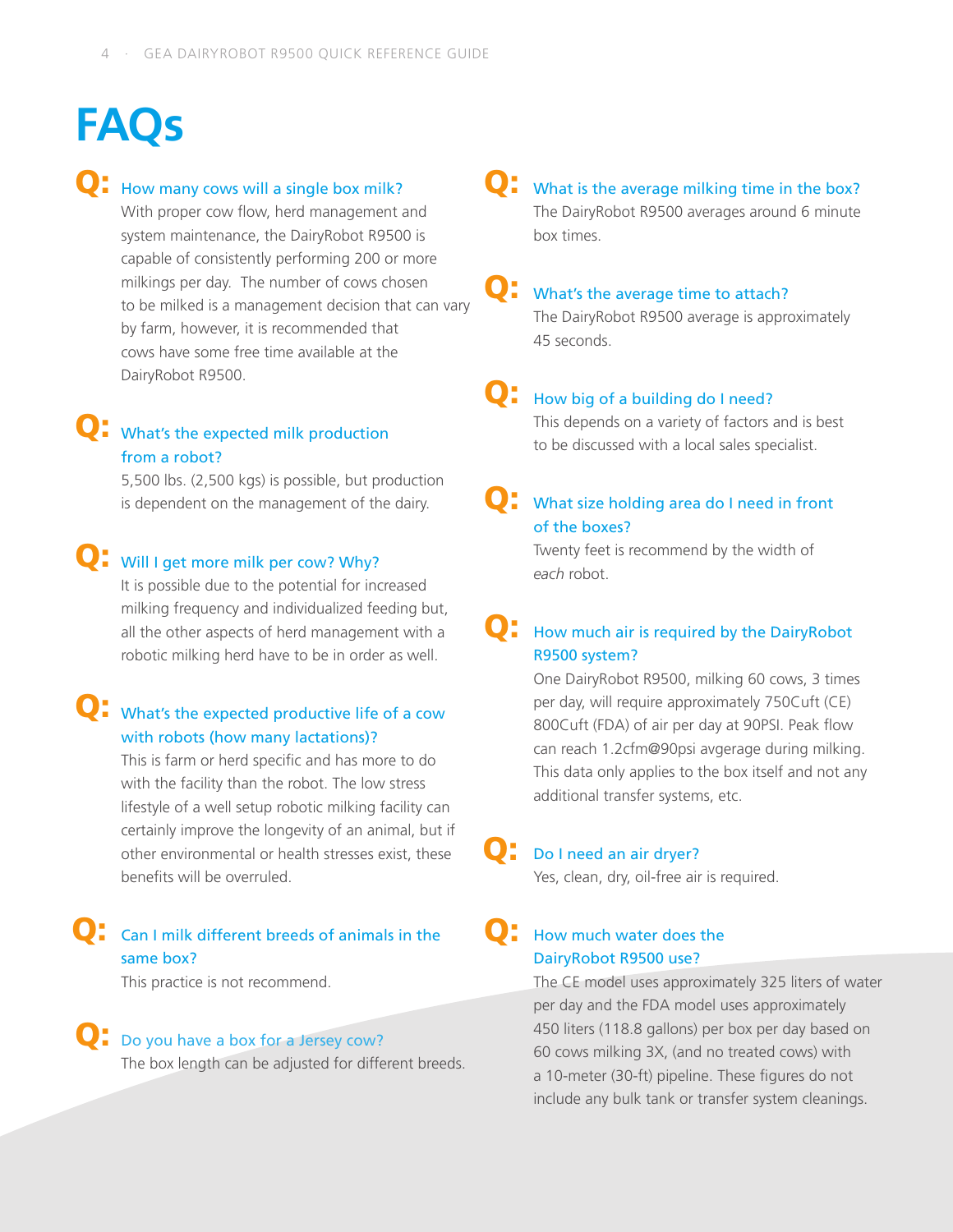# FAQs

**Q: How many cows will a single box milk?**

With proper cow flow, herd management and system maintenance, the DairyRobot R9500 is capable of consistently performing 200 or more milkings per day. The number of cows chosen to be milked is a management decision that can vary by farm, however, it is recommended that cows have some free time available at the DairyRobot R9500.

**Q: What's the expected milk production from a robot?**

5,500 lbs. (2,500 kgs) is possible, but production is dependent on the management of the dairy.

**Q: Will I get more milk per cow? Why?**

It is possible due to the potential for increased milking frequency and individualized feeding but, all the other aspects of herd management with a robotic milking herd have to be in order as well.

**Q: What's the expected productive life of a cow with robots (how many lactations)?**

This is farm or herd specific and has more to do with the facility than the robot. The low stress lifestyle of a well setup robotic milking facility can certainly improve the longevity of an animal, but if other environmental or health stresses exist, these benefits will be overruled.

**Q: Can I milk different breeds of animals in the same box?**

This practice is not recommend.

**Q: Do you have a box for a Jersey cow?**

The box length can be adjusted for different breeds.

**Q: What is the average milking time in the box?**

The DairyRobot R9500 averages around 6 minute box times.

**Q: What's the average time to attach?**

The DairyRobot R9500 average is approximately 45 seconds.

**Q: How big of a building do I need?**

This depends on a variety of factors and is best to be discussed with a local sales specialist.

**Q: What size holding area do I need in front of the boxes?**

Twenty feet is recommend by the width of *each* robot.

**Q: How much air is required by the DairyRobot R9500 system?**

One DairyRobot R9500, milking 60 cows, 3 times per day, will require approximately 750Cuft (CE) 800Cuft (FDA) of air per day at 90PSI. Peak flow can reach 1.2cfm@90psi avgerage during milking. This data only applies to the box itself and not any additional transfer systems, etc.

**Q: Do I need an air dryer?**

Yes, clean, dry, oil-free air is required.

**Q: How much water does the DairyRobot R9500 use?**

The CE model uses approximately 325 liters of water per day and the FDA model uses approximately 450 liters (118.8 gallons) per box per day based on 60 cows milking 3X, (and no treated cows) with a 10-meter (30-ft) pipeline. These figures do not include any bulk tank or transfer system cleanings.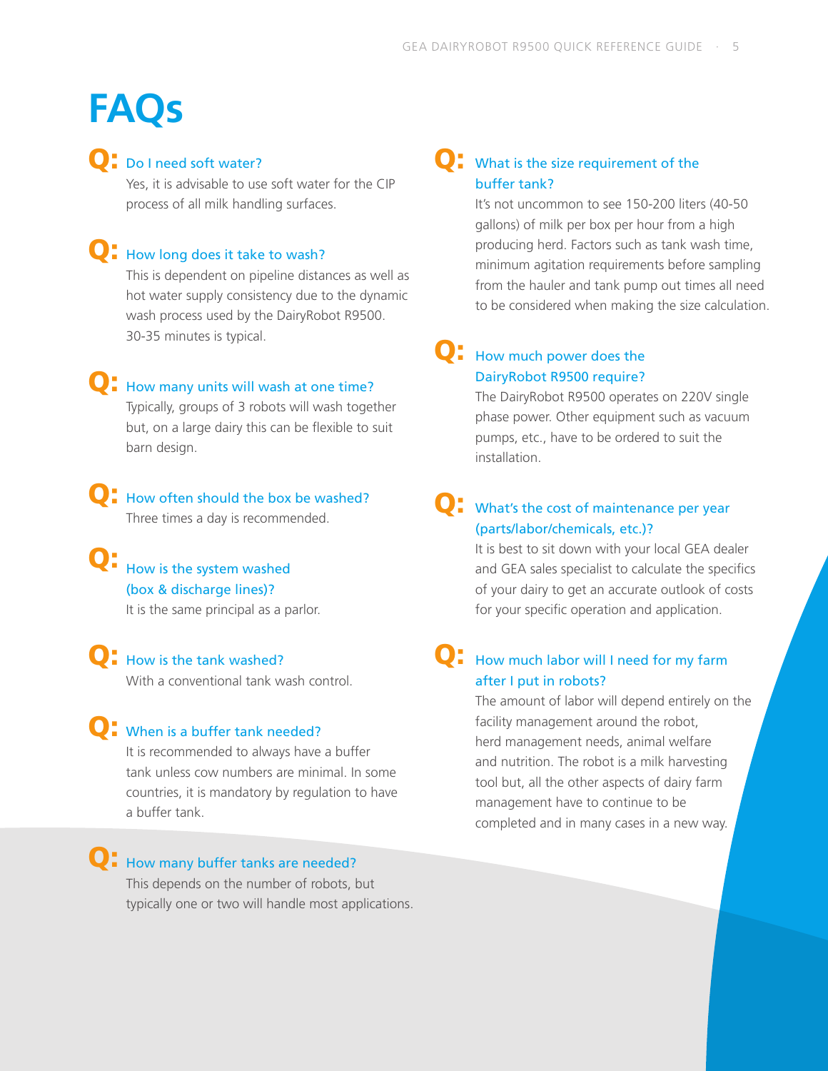# FAQs

**Q: Do I need soft water?**

Yes, it is advisable to use soft water for the CIP process of all milk handling surfaces.

**Q: How long does it take to wash?**

This is dependent on pipeline distances as well as hot water supply consistency due to the dynamic wash process used by the DairyRobot R9500. 30-35 minutes is typical.

**Q: How many units will wash at one time?**

Typically, groups of 3 robots will wash together but, on a large dairy this can be flexible to suit barn design.

**Q: How often should the box be washed?**

Three times a day is recommended.

**Q: How is the system washed (box & discharge lines)?**

It is the same principal as a parlor.

**Q: How is the tank washed?**

With a conventional tank wash control.

**Q: When is a buffer tank needed?**

It is recommended to always have a buffer tank unless cow numbers are minimal. In some countries, it is mandatory by regulation to have a buffer tank.

**Q: How many buffer tanks are needed?**

This depends on the number of robots, but typically one or two will handle most applications.

**Q: What is the size requirement of the buffer tank?**

It's not uncommon to see 150-200 liters (40-50 gallons) of milk per box per hour from a high producing herd. Factors such as tank wash time, minimum agitation requirements before sampling from the hauler and tank pump out times all need to be considered when making the size calculation.

**Q: How much power does the DairyRobot R9500 require?**

The DairyRobot R9500 operates on 220V single phase power. Other equipment such as vacuum pumps, etc., have to be ordered to suit the installation.

**Q: What's the cost of maintenance per year (parts/labor/chemicals, etc.)?**

It is best to sit down with your local GEA dealer and GEA sales specialist to calculate the specifics of your dairy to get an accurate outlook of costs for your specific operation and application.

**Q: How much labor will I need for my farm after I put in robots?**

The amount of labor will depend entirely on the facility management around the robot, herd management needs, animal welfare and nutrition. The robot is a milk harvesting tool but, all the other aspects of dairy farm management have to continue to be completed and in many cases in a new way.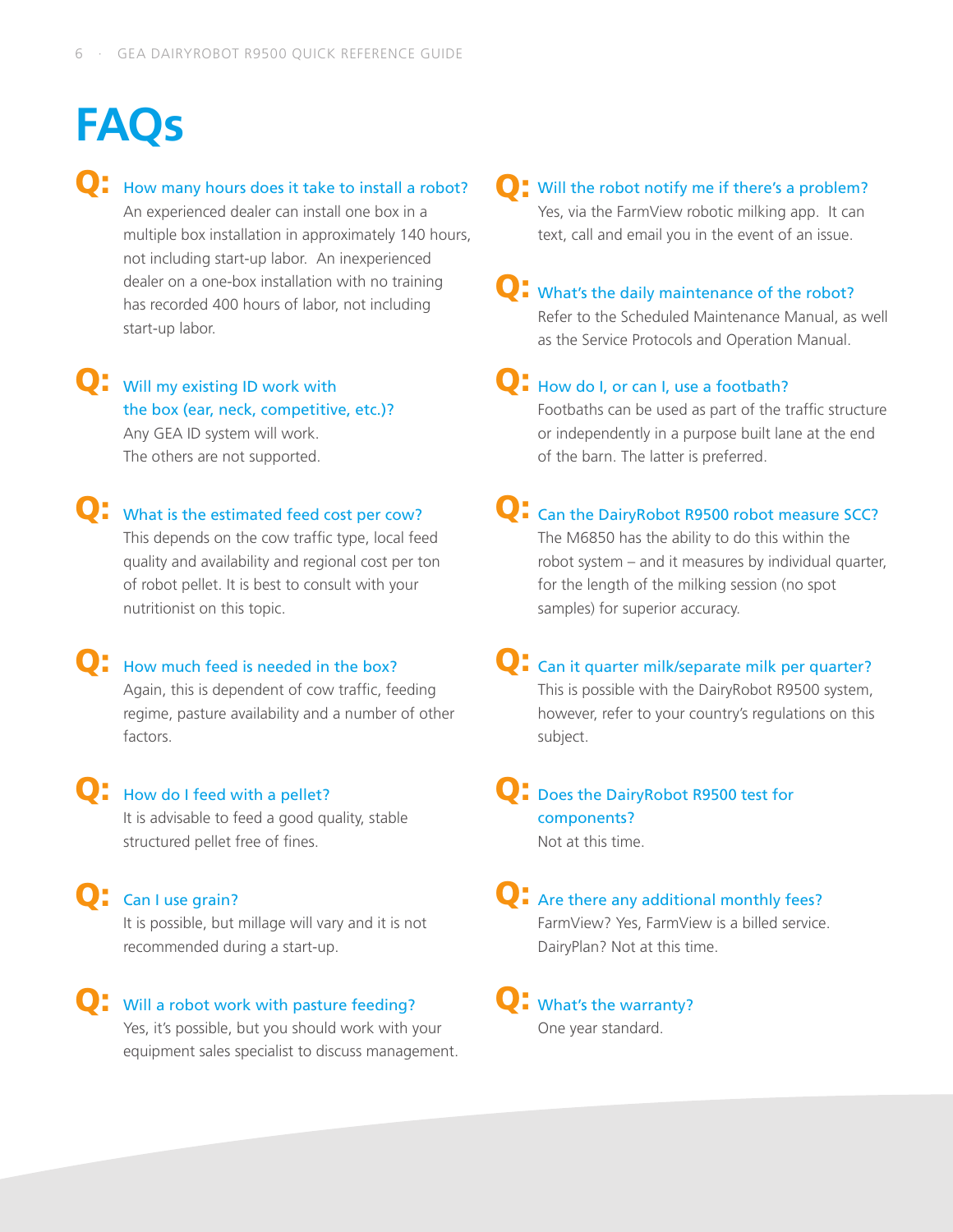# FAQs

**Q: How many hours does it take to install a robot?**
An experienced dealer can install one box in a multiple box installation in approximately 140 hours, not including start-up labor. An inexperienced dealer on a one-box installation with no training has recorded 400 hours of labor, not including start-up labor.

**Q: Will my existing ID work with the box (ear, neck, competitive, etc.)?**
Any GEA ID system will work.
The others are not supported.

**Q: What is the estimated feed cost per cow?**
This depends on the cow traffic type, local feed quality and availability and regional cost per ton of robot pellet. It is best to consult with your nutritionist on this topic.

**Q: How much feed is needed in the box?**
Again, this is dependent of cow traffic, feeding regime, pasture availability and a number of other factors.

**Q: How do I feed with a pellet?**
It is advisable to feed a good quality, stable structured pellet free of fines.

**Q: Can I use grain?**
It is possible, but millage will vary and it is not recommended during a start-up.

**Q: Will a robot work with pasture feeding?**
Yes, it's possible, but you should work with your equipment sales specialist to discuss management.

**Q: Will the robot notify me if there's a problem?**
Yes, via the FarmView robotic milking app. It can text, call and email you in the event of an issue.

**Q: What's the daily maintenance of the robot?**
Refer to the Scheduled Maintenance Manual, as well as the Service Protocols and Operation Manual.

**Q: How do I, or can I, use a footbath?**
Footbaths can be used as part of the traffic structure or independently in a purpose built lane at the end of the barn. The latter is preferred.

**Q: Can the DairyRobot R9500 robot measure SCC?**
The M6850 has the ability to do this within the robot system – and it measures by individual quarter, for the length of the milking session (no spot samples) for superior accuracy.

**Q: Can it quarter milk/separate milk per quarter?**
This is possible with the DairyRobot R9500 system, however, refer to your country's regulations on this subject.

**Q: Does the DairyRobot R9500 test for components?**
Not at this time.

**Q: Are there any additional monthly fees?**
FarmView? Yes, FarmView is a billed service.
DairyPlan? Not at this time.

**Q: What's the warranty?**
One year standard.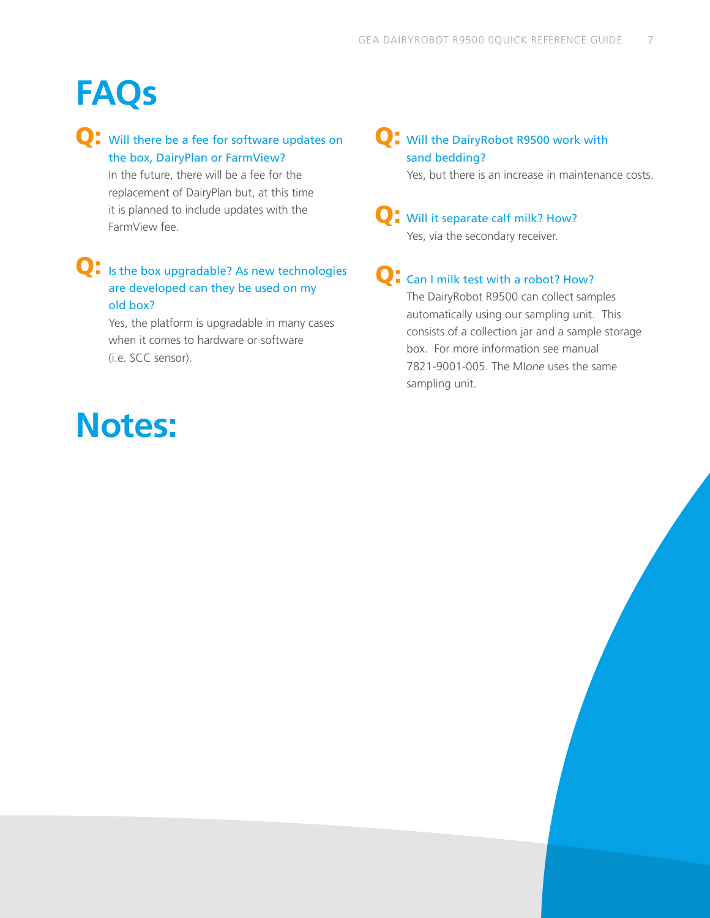# FAQs

**Q: Will there be a fee for software updates on the box, DairyPlan or FarmView?**

In the future, there will be a fee for the replacement of DairyPlan but, at this time it is planned to include updates with the FarmView fee.

**Q: Is the box upgradable? As new technologies are developed can they be used on my old box?**

Yes, the platform is upgradable in many cases when it comes to hardware or software (i.e. SCC sensor).

**Q: Will the DairyRobot R9500 work with sand bedding?**

Yes, but there is an increase in maintenance costs.

**Q: Will it separate calf milk? How?**

Yes, via the secondary receiver.

**Q: Can I milk test with a robot? How?**

The DairyRobot R9500 can collect samples automatically using our sampling unit. This consists of a collection jar and a sample storage box. For more information see manual 7821-9001-005. The MI*one* uses the same sampling unit.

# Notes: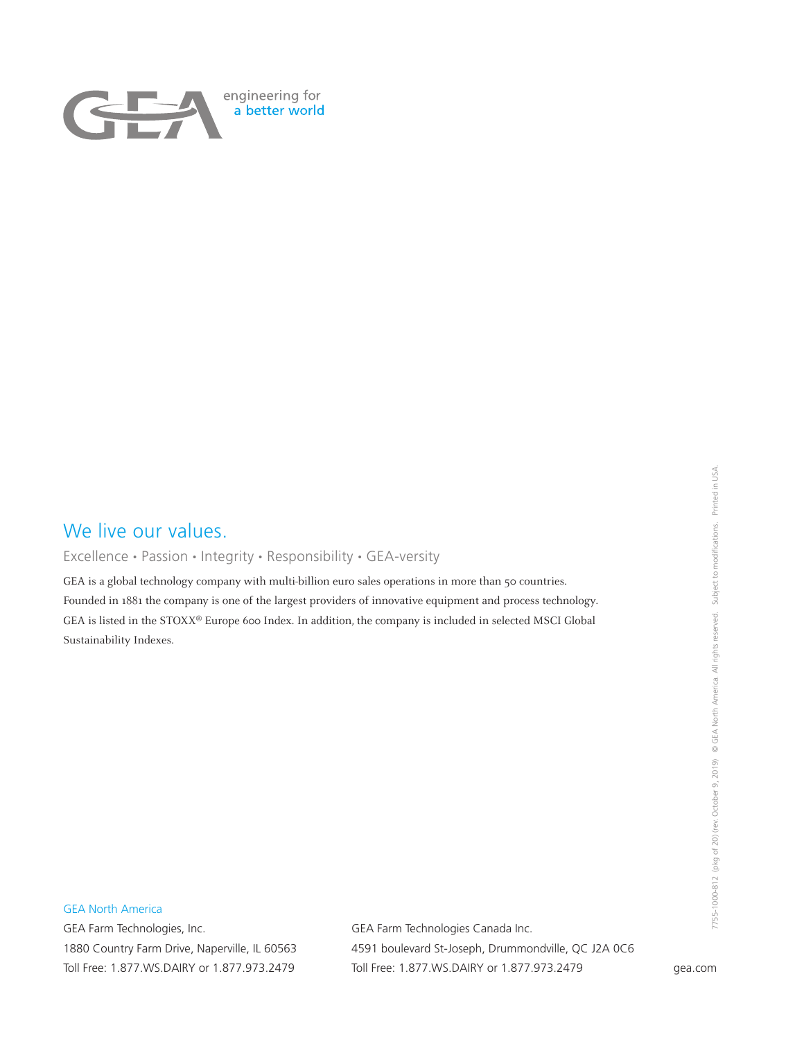engineering for
a better world

## We live our values.

Excellence • Passion • Integrity • Responsibility • GEA-versity

GEA is a global technology company with multi-billion euro sales operations in more than 50 countries. Founded in 1881 the company is one of the largest providers of innovative equipment and process technology. GEA is listed in the STOXX® Europe 600 Index. In addition, the company is included in selected MSCI Global Sustainability Indexes.

GEA North America

GEA Farm Technologies, Inc.
1880 Country Farm Drive, Naperville, IL 60563
Toll Free: 1.877.WS.DAIRY or 1.877.973.2479

GEA Farm Technologies Canada Inc.
4591 boulevard St-Joseph, Drummondville, QC J2A 0C6
Toll Free: 1.877.WS.DAIRY or 1.877.973.2479

gea.com

7755-1000-812 (pkg of 20) (rev. October 9, 2019) © GEA North America. All rights reserved. Subject to modifications. Printed in USA.